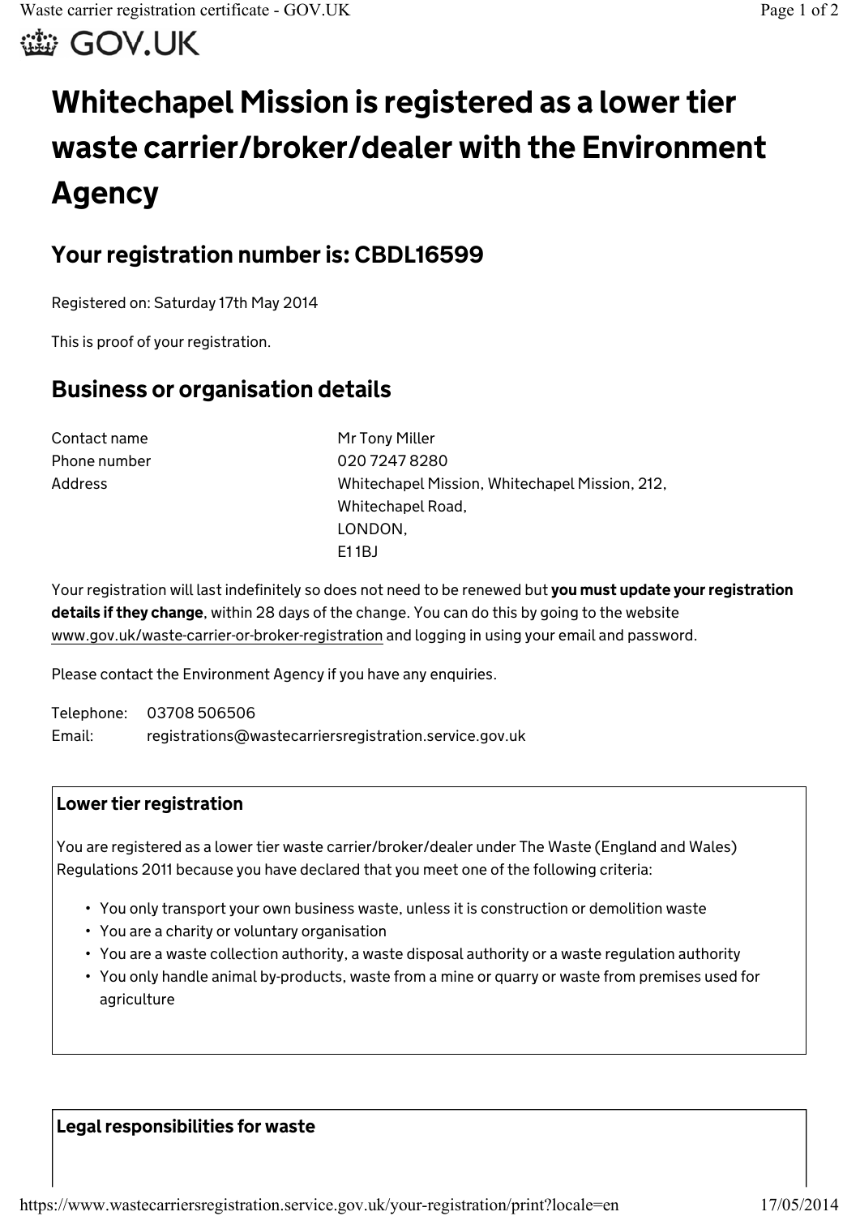# Whitechapel Mission is registered as a lower tier waste carrier/broker/dealer with the Environment Agency

## Your registration number is: CBDL16599

Registered on: Saturday 17th May 2014

This is proof of your registration.

## Business or organisation details

| | |
|---|---|
| Contact name | Mr Tony Miller |
| Phone number | 020 7247 8280 |
| Address | Whitechapel Mission, Whitechapel Mission, 212, Whitechapel Road, LONDON, E1 1BJ |

Your registration will last indefinitely so does not need to be renewed but **you must update your registration details if they change**, within 28 days of the change. You can do this by going to the website www.gov.uk/waste-carrier-or-broker-registration and logging in using your email and password.

Please contact the Environment Agency if you have any enquiries.

Telephone: 03708 506506
Email: registrations@wastecarriersregistration.service.gov.uk

### Lower tier registration

You are registered as a lower tier waste carrier/broker/dealer under The Waste (England and Wales) Regulations 2011 because you have declared that you meet one of the following criteria:

- You only transport your own business waste, unless it is construction or demolition waste
- You are a charity or voluntary organisation
- You are a waste collection authority, a waste disposal authority or a waste regulation authority
- You only handle animal by-products, waste from a mine or quarry or waste from premises used for agriculture

### Legal responsibilities for waste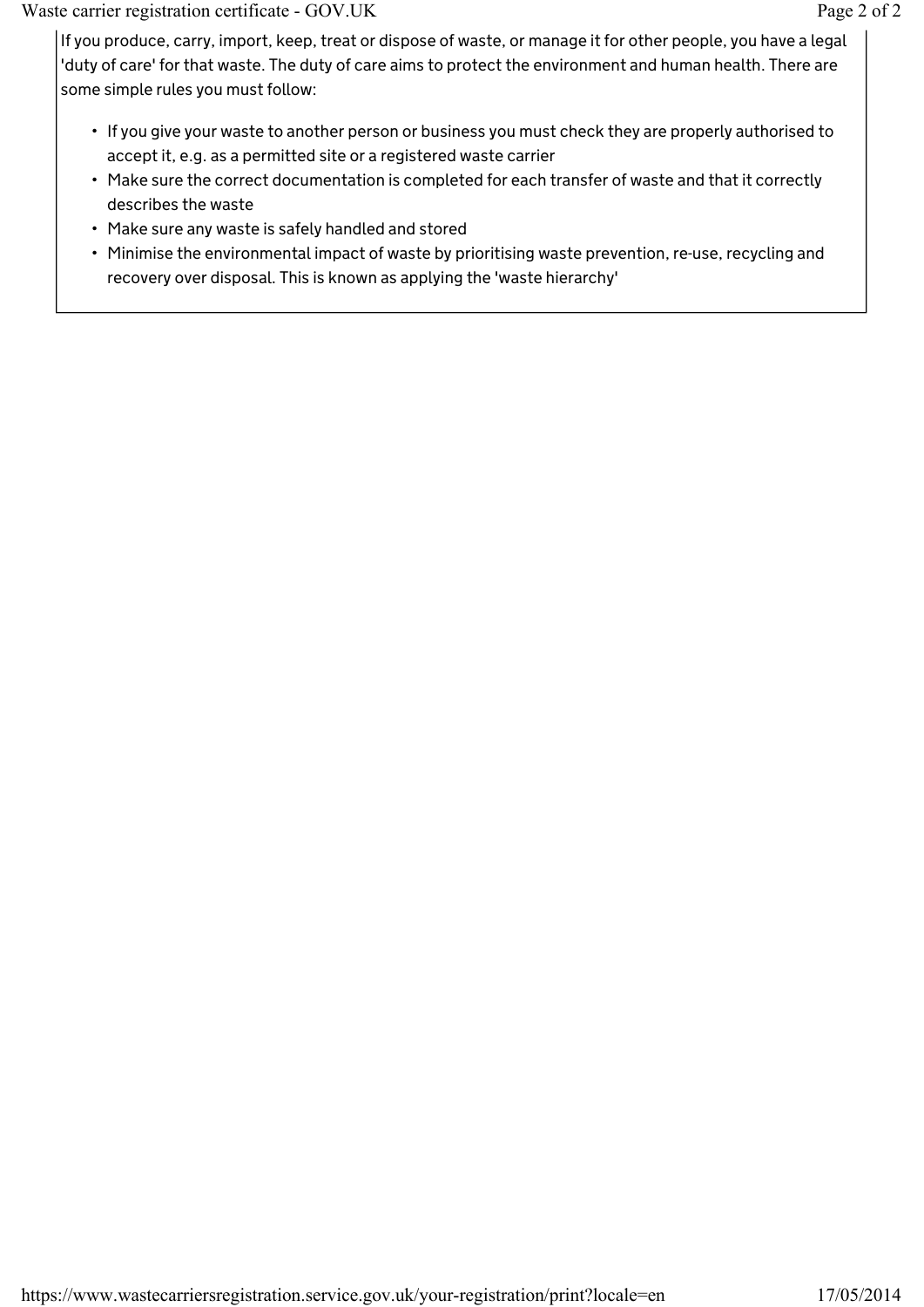If you produce, carry, import, keep, treat or dispose of waste, or manage it for other people, you have a legal 'duty of care' for that waste. The duty of care aims to protect the environment and human health. There are some simple rules you must follow:

- If you give your waste to another person or business you must check they are properly authorised to accept it, e.g. as a permitted site or a registered waste carrier
- Make sure the correct documentation is completed for each transfer of waste and that it correctly describes the waste
- Make sure any waste is safely handled and stored
- Minimise the environmental impact of waste by prioritising waste prevention, re-use, recycling and recovery over disposal. This is known as applying the 'waste hierarchy'